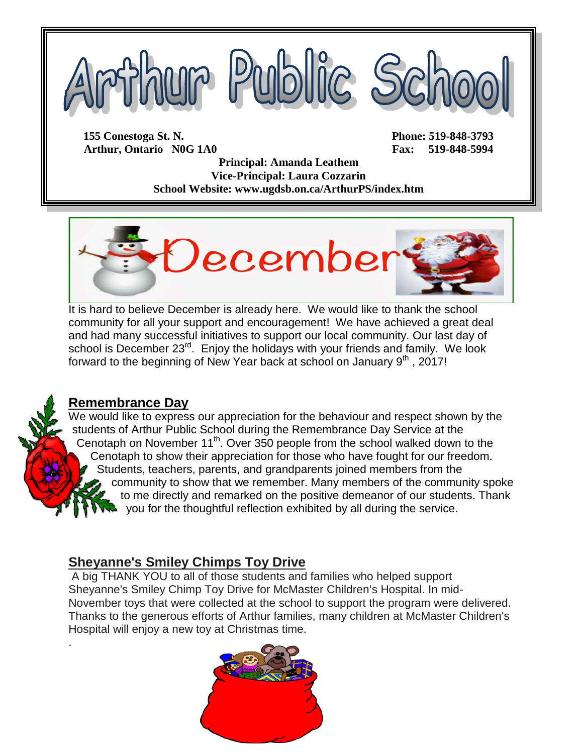# Arthur Public School

**155 Conestoga St. N.**
**Arthur, Ontario N0G 1A0**

**Phone: 519-848-3793**
**Fax: 519-848-5994**

**Principal: Amanda Leathem**
**Vice-Principal: Laura Cozzarin**
**School Website: www.ugdsb.on.ca/ArthurPS/index.htm**

# December

It is hard to believe December is already here. We would like to thank the school community for all your support and encouragement! We have achieved a great deal and had many successful initiatives to support our local community. Our last day of school is December 23rd. Enjoy the holidays with your friends and family. We look forward to the beginning of New Year back at school on January 9th, 2017!

## Remembrance Day

We would like to express our appreciation for the behaviour and respect shown by the students of Arthur Public School during the Remembrance Day Service at the Cenotaph on November 11th. Over 350 people from the school walked down to the Cenotaph to show their appreciation for those who have fought for our freedom. Students, teachers, parents, and grandparents joined members from the community to show that we remember. Many members of the community spoke to me directly and remarked on the positive demeanor of our students. Thank you for the thoughtful reflection exhibited by all during the service.

## Sheyanne's Smiley Chimps Toy Drive

A big THANK YOU to all of those students and families who helped support Sheyanne's Smiley Chimp Toy Drive for McMaster Children's Hospital. In mid-November toys that were collected at the school to support the program were delivered. Thanks to the generous efforts of Arthur families, many children at McMaster Children's Hospital will enjoy a new toy at Christmas time.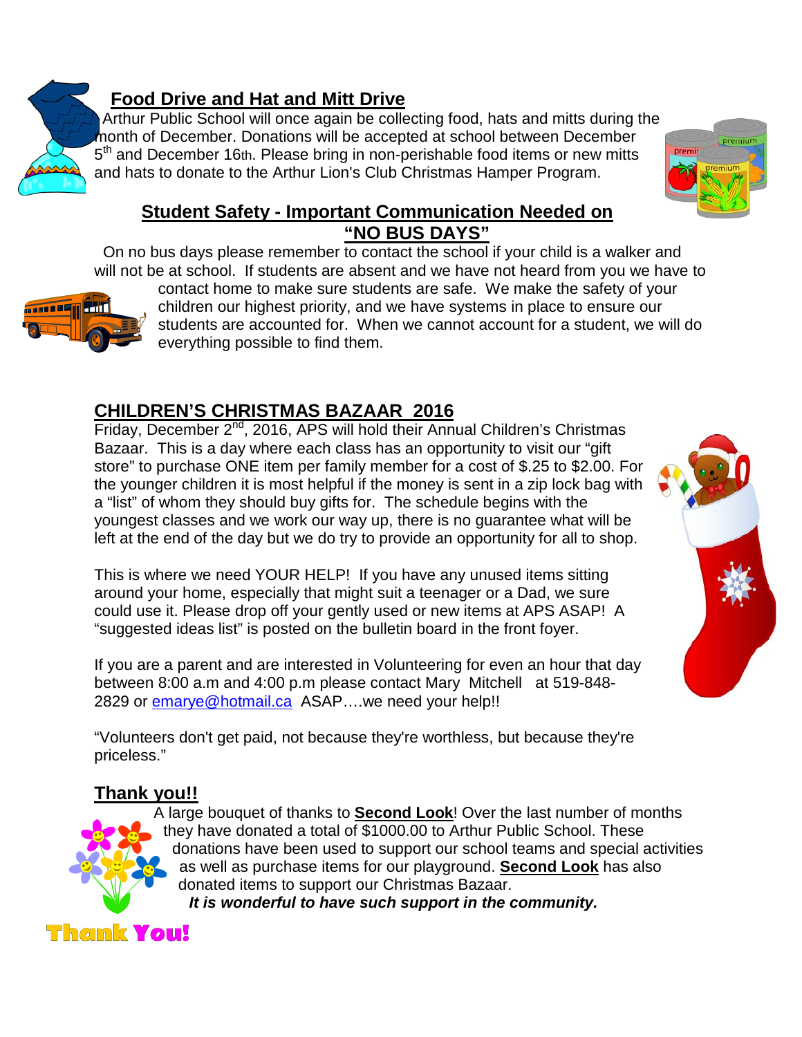## Food Drive and Hat and Mitt Drive

Arthur Public School will once again be collecting food, hats and mitts during the month of December. Donations will be accepted at school between December 5th and December 16th. Please bring in non-perishable food items or new mitts and hats to donate to the Arthur Lion's Club Christmas Hamper Program.

## Student Safety - Important Communication Needed on "NO BUS DAYS"

On no bus days please remember to contact the school if your child is a walker and will not be at school. If students are absent and we have not heard from you we have to contact home to make sure students are safe. We make the safety of your children our highest priority, and we have systems in place to ensure our students are accounted for. When we cannot account for a student, we will do everything possible to find them.

## CHILDREN'S CHRISTMAS BAZAAR 2016

Friday, December 2nd, 2016, APS will hold their Annual Children's Christmas Bazaar. This is a day where each class has an opportunity to visit our "gift store" to purchase ONE item per family member for a cost of $.25 to $2.00. For the younger children it is most helpful if the money is sent in a zip lock bag with a "list" of whom they should buy gifts for. The schedule begins with the youngest classes and we work our way up, there is no guarantee what will be left at the end of the day but we do try to provide an opportunity for all to shop.

This is where we need YOUR HELP! If you have any unused items sitting around your home, especially that might suit a teenager or a Dad, we sure could use it. Please drop off your gently used or new items at APS ASAP! A "suggested ideas list" is posted on the bulletin board in the front foyer.

If you are a parent and are interested in Volunteering for even an hour that day between 8:00 a.m and 4:00 p.m please contact Mary Mitchell at 519-848-2829 or emarye@hotmail.ca ASAP….we need your help!!

"Volunteers don't get paid, not because they're worthless, but because they're priceless."

## Thank you!!

A large bouquet of thanks to **Second Look**! Over the last number of months they have donated a total of $1000.00 to Arthur Public School. These donations have been used to support our school teams and special activities as well as purchase items for our playground. **Second Look** has also donated items to support our Christmas Bazaar.

***It is wonderful to have such support in the community.***

Thank You!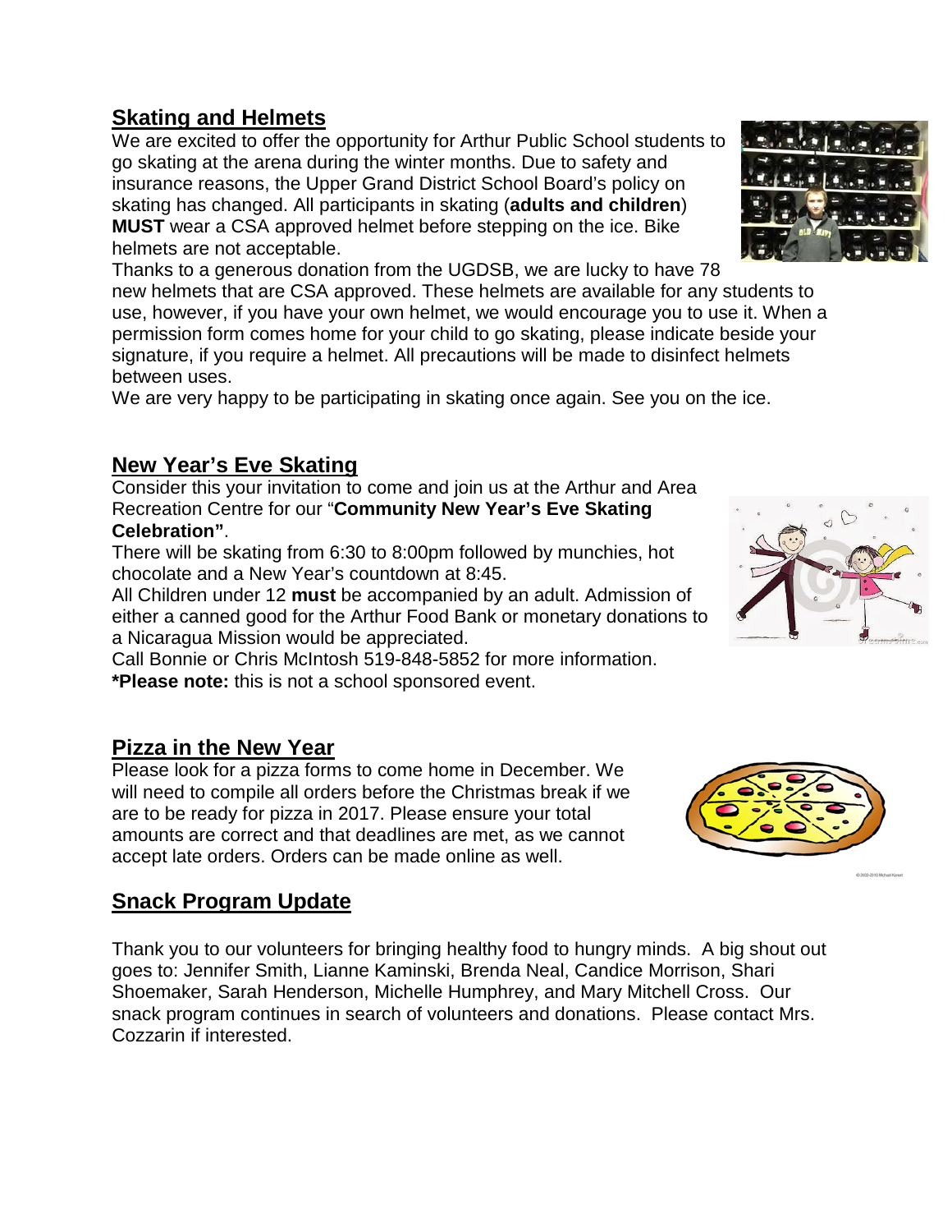## Skating and Helmets

We are excited to offer the opportunity for Arthur Public School students to go skating at the arena during the winter months. Due to safety and insurance reasons, the Upper Grand District School Board's policy on skating has changed. All participants in skating (**adults and children**) **MUST** wear a CSA approved helmet before stepping on the ice. Bike helmets are not acceptable.

Thanks to a generous donation from the UGDSB, we are lucky to have 78 new helmets that are CSA approved. These helmets are available for any students to use, however, if you have your own helmet, we would encourage you to use it. When a permission form comes home for your child to go skating, please indicate beside your signature, if you require a helmet. All precautions will be made to disinfect helmets between uses.

We are very happy to be participating in skating once again. See you on the ice.

## New Year's Eve Skating

Consider this your invitation to come and join us at the Arthur and Area Recreation Centre for our "**Community New Year's Eve Skating Celebration"**.

There will be skating from 6:30 to 8:00pm followed by munchies, hot chocolate and a New Year's countdown at 8:45.

All Children under 12 **must** be accompanied by an adult. Admission of either a canned good for the Arthur Food Bank or monetary donations to a Nicaragua Mission would be appreciated.

Call Bonnie or Chris McIntosh 519-848-5852 for more information.

***Please note:** this is not a school sponsored event.

## Pizza in the New Year

Please look for a pizza forms to come home in December. We will need to compile all orders before the Christmas break if we are to be ready for pizza in 2017. Please ensure your total amounts are correct and that deadlines are met, as we cannot accept late orders. Orders can be made online as well.

## Snack Program Update

Thank you to our volunteers for bringing healthy food to hungry minds. A big shout out goes to: Jennifer Smith, Lianne Kaminski, Brenda Neal, Candice Morrison, Shari Shoemaker, Sarah Henderson, Michelle Humphrey, and Mary Mitchell Cross. Our snack program continues in search of volunteers and donations. Please contact Mrs. Cozzarin if interested.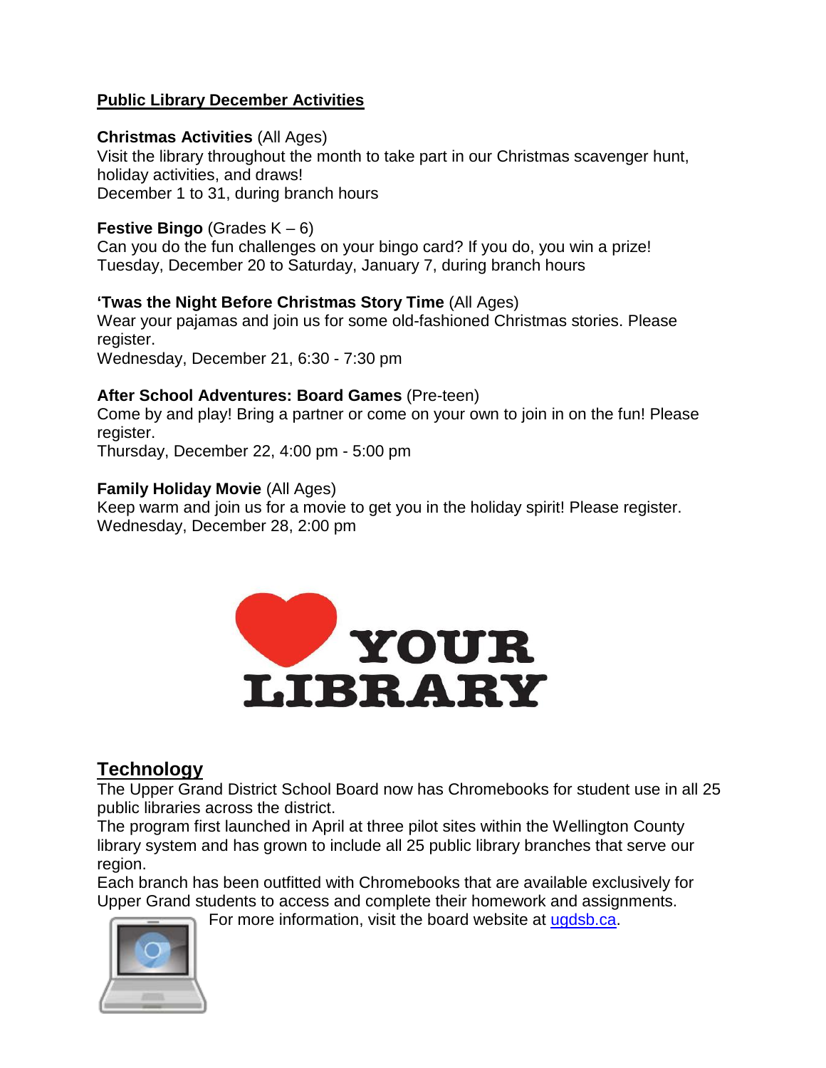## Public Library December Activities

**Christmas Activities** (All Ages)
Visit the library throughout the month to take part in our Christmas scavenger hunt, holiday activities, and draws!
December 1 to 31, during branch hours

**Festive Bingo** (Grades K – 6)
Can you do the fun challenges on your bingo card? If you do, you win a prize!
Tuesday, December 20 to Saturday, January 7, during branch hours

**'Twas the Night Before Christmas Story Time** (All Ages)
Wear your pajamas and join us for some old-fashioned Christmas stories. Please register.
Wednesday, December 21, 6:30 - 7:30 pm

**After School Adventures: Board Games** (Pre-teen)
Come by and play! Bring a partner or come on your own to join in on the fun! Please register.
Thursday, December 22, 4:00 pm - 5:00 pm

**Family Holiday Movie** (All Ages)
Keep warm and join us for a movie to get you in the holiday spirit! Please register.
Wednesday, December 28, 2:00 pm

## Technology

The Upper Grand District School Board now has Chromebooks for student use in all 25 public libraries across the district.
The program first launched in April at three pilot sites within the Wellington County library system and has grown to include all 25 public library branches that serve our region.
Each branch has been outfitted with Chromebooks that are available exclusively for Upper Grand students to access and complete their homework and assignments.
For more information, visit the board website at [ugdsb.ca](http://ugdsb.ca).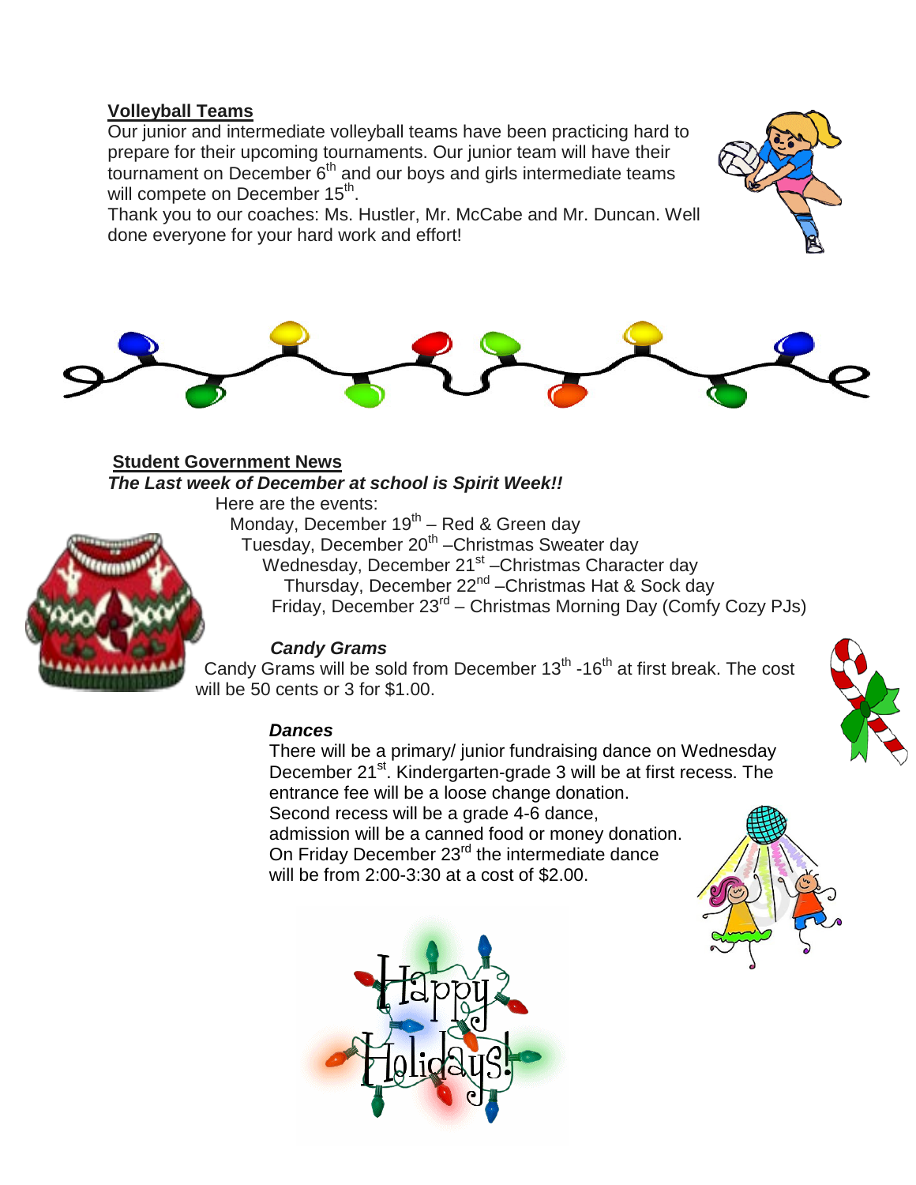**Volleyball Teams**

Our junior and intermediate volleyball teams have been practicing hard to prepare for their upcoming tournaments. Our junior team will have their tournament on December 6th and our boys and girls intermediate teams will compete on December 15th.

Thank you to our coaches: Ms. Hustler, Mr. McCabe and Mr. Duncan. Well done everyone for your hard work and effort!

**Student Government News**

***The Last week of December at school is Spirit Week!!***

Here are the events:

- Monday, December 19th – Red & Green day
- Tuesday, December 20th –Christmas Sweater day
- Wednesday, December 21st –Christmas Character day
- Thursday, December 22nd –Christmas Hat & Sock day
- Friday, December 23rd – Christmas Morning Day (Comfy Cozy PJs)

***Candy Grams***

Candy Grams will be sold from December 13th -16th at first break. The cost will be 50 cents or 3 for $1.00.

***Dances***

There will be a primary/ junior fundraising dance on Wednesday December 21st. Kindergarten-grade 3 will be at first recess. The entrance fee will be a loose change donation.
Second recess will be a grade 4-6 dance, admission will be a canned food or money donation.
On Friday December 23rd the intermediate dance will be from 2:00-3:30 at a cost of $2.00.

Happy Holidays!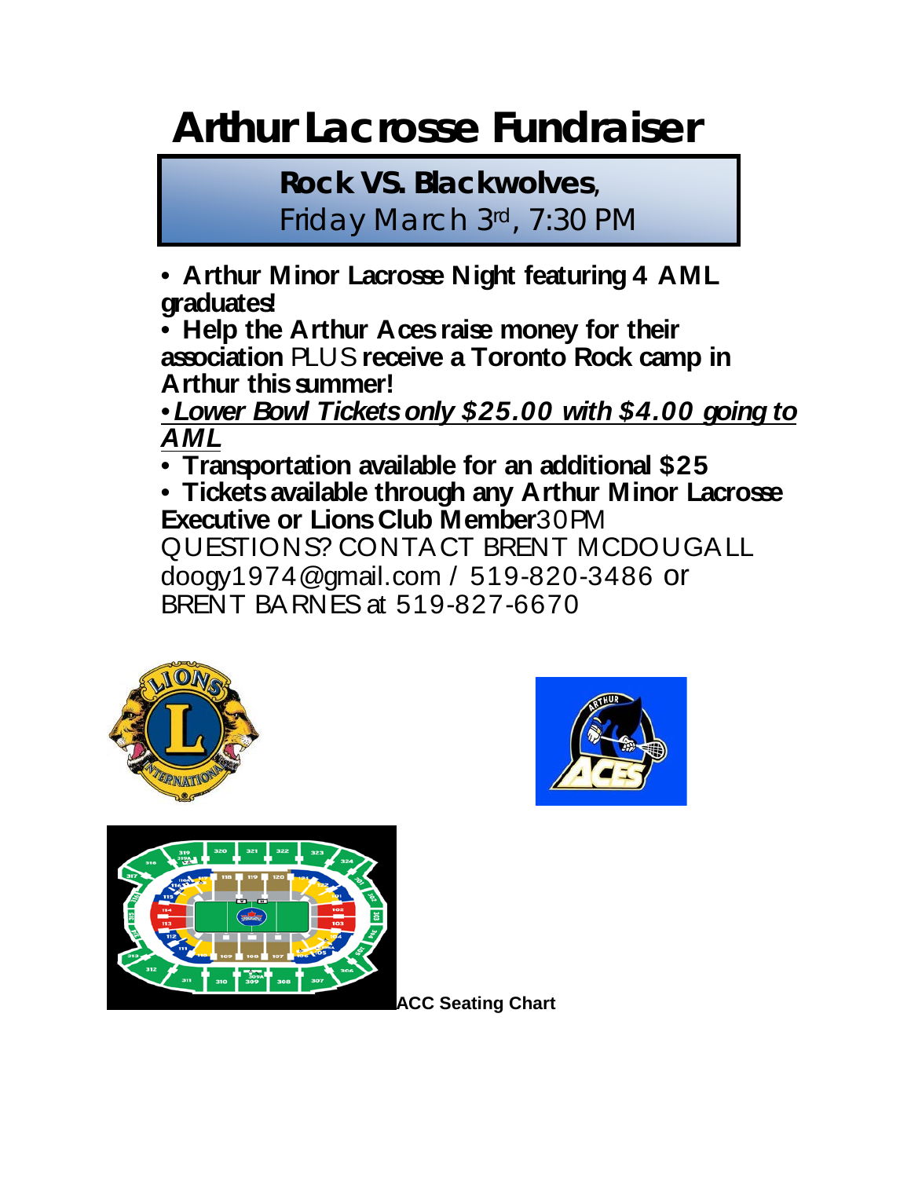# Arthur Lacrosse Fundraiser

**Rock VS. Blackwolves**,
Friday March 3rd, 7:30 PM

- **Arthur Minor Lacrosse Night featuring 4 AML graduates!**
- **Help the Arthur Aces raise money for their association** PLUS **receive a Toronto Rock camp in Arthur this summer!**
- ***Lower Bowl Tickets only $25.00 with $4.00 going to AML***
- **Transportation available for an additional $25**
- **Tickets available through any Arthur Minor Lacrosse Executive or Lions Club Member**30PM

QUESTIONS? CONTACT BRENT MCDOUGALL doogy1974@gmail.com / 519-820-3486 or BRENT BARNES at 519-827-6670

**ACC Seating Chart**